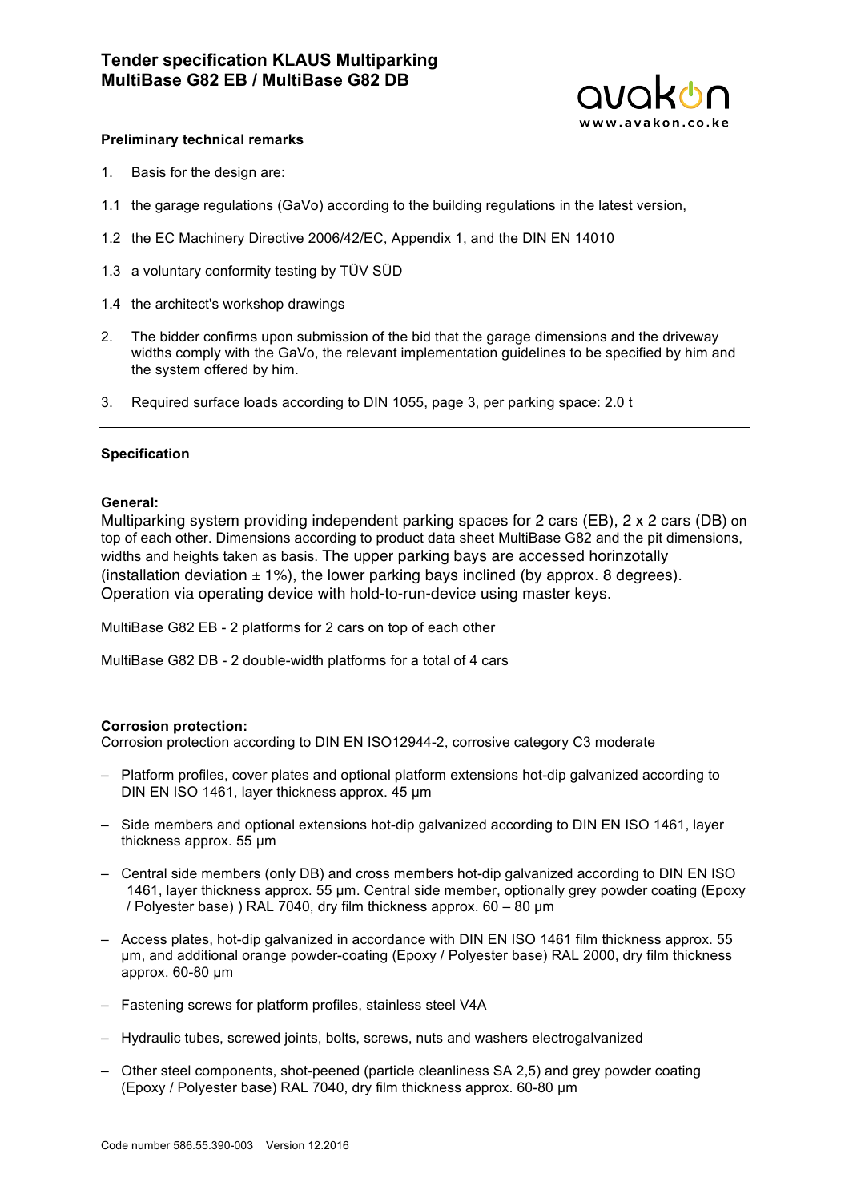# Tender specification KLAUS Multiparking
# MultiBase G82 EB / MultiBase G82 DB

avakon
www.avakon.co.ke

**Preliminary technical remarks**

1. Basis for the design are:

1.1 the garage regulations (GaVo) according to the building regulations in the latest version,

1.2 the EC Machinery Directive 2006/42/EC, Appendix 1, and the DIN EN 14010

1.3 a voluntary conformity testing by TÜV SÜD

1.4 the architect's workshop drawings

2. The bidder confirms upon submission of the bid that the garage dimensions and the driveway widths comply with the GaVo, the relevant implementation guidelines to be specified by him and the system offered by him.

3. Required surface loads according to DIN 1055, page 3, per parking space: 2.0 t

---

**Specification**

**General:**

Multiparking system providing independent parking spaces for 2 cars (EB), 2 x 2 cars (DB) on top of each other. Dimensions according to product data sheet MultiBase G82 and the pit dimensions, widths and heights taken as basis. The upper parking bays are accessed horinzotally (installation deviation ± 1%), the lower parking bays inclined (by approx. 8 degrees). Operation via operating device with hold-to-run-device using master keys.

MultiBase G82 EB - 2 platforms for 2 cars on top of each other

MultiBase G82 DB - 2 double-width platforms for a total of 4 cars

**Corrosion protection:**

Corrosion protection according to DIN EN ISO12944-2, corrosive category C3 moderate

- Platform profiles, cover plates and optional platform extensions hot-dip galvanized according to DIN EN ISO 1461, layer thickness approx. 45 µm
- Side members and optional extensions hot-dip galvanized according to DIN EN ISO 1461, layer thickness approx. 55 µm
- Central side members (only DB) and cross members hot-dip galvanized according to DIN EN ISO 1461, layer thickness approx. 55 µm. Central side member, optionally grey powder coating (Epoxy / Polyester base) ) RAL 7040, dry film thickness approx. 60 – 80 µm
- Access plates, hot-dip galvanized in accordance with DIN EN ISO 1461 film thickness approx. 55 µm, and additional orange powder-coating (Epoxy / Polyester base) RAL 2000, dry film thickness approx. 60-80 µm
- Fastening screws for platform profiles, stainless steel V4A
- Hydraulic tubes, screwed joints, bolts, screws, nuts and washers electrogalvanized
- Other steel components, shot-peened (particle cleanliness SA 2,5) and grey powder coating (Epoxy / Polyester base) RAL 7040, dry film thickness approx. 60-80 µm

Code number 586.55.390-003 Version 12.2016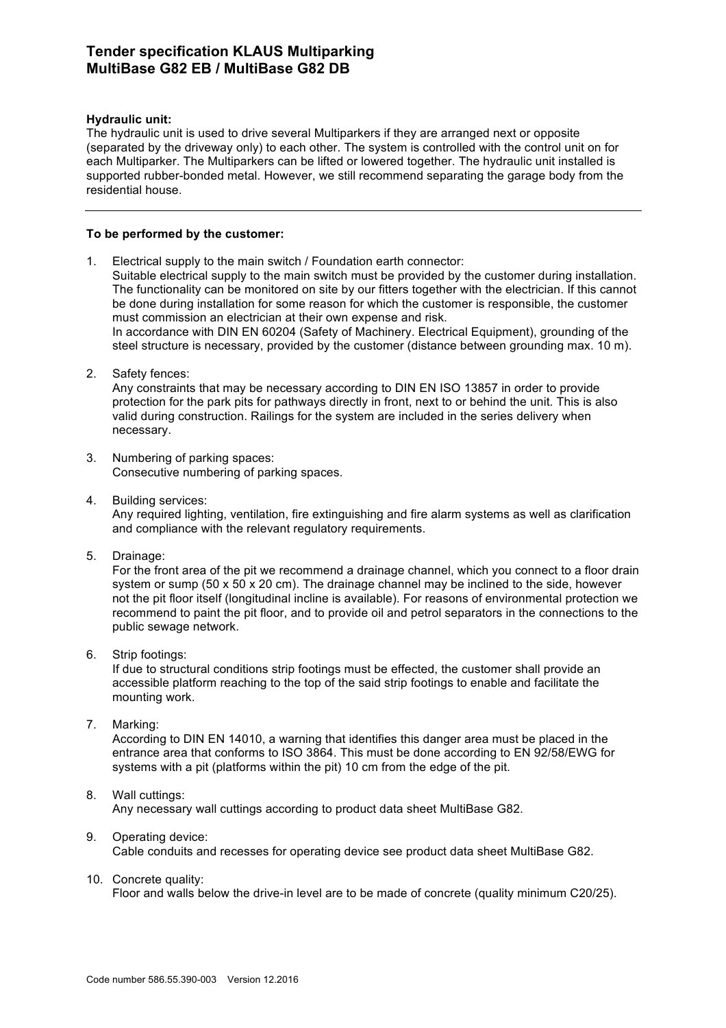# Tender specification KLAUS Multiparking MultiBase G82 EB / MultiBase G82 DB

**Hydraulic unit:**
The hydraulic unit is used to drive several Multiparkers if they are arranged next or opposite (separated by the driveway only) to each other. The system is controlled with the control unit on for each Multiparker. The Multiparkers can be lifted or lowered together. The hydraulic unit installed is supported rubber-bonded metal. However, we still recommend separating the garage body from the residential house.

---

**To be performed by the customer:**

1. Electrical supply to the main switch / Foundation earth connector:
   Suitable electrical supply to the main switch must be provided by the customer during installation. The functionality can be monitored on site by our fitters together with the electrician. If this cannot be done during installation for some reason for which the customer is responsible, the customer must commission an electrician at their own expense and risk.
   In accordance with DIN EN 60204 (Safety of Machinery. Electrical Equipment), grounding of the steel structure is necessary, provided by the customer (distance between grounding max. 10 m).

2. Safety fences:
   Any constraints that may be necessary according to DIN EN ISO 13857 in order to provide protection for the park pits for pathways directly in front, next to or behind the unit. This is also valid during construction. Railings for the system are included in the series delivery when necessary.

3. Numbering of parking spaces:
   Consecutive numbering of parking spaces.

4. Building services:
   Any required lighting, ventilation, fire extinguishing and fire alarm systems as well as clarification and compliance with the relevant regulatory requirements.

5. Drainage:
   For the front area of the pit we recommend a drainage channel, which you connect to a floor drain system or sump (50 x 50 x 20 cm). The drainage channel may be inclined to the side, however not the pit floor itself (longitudinal incline is available). For reasons of environmental protection we recommend to paint the pit floor, and to provide oil and petrol separators in the connections to the public sewage network.

6. Strip footings:
   If due to structural conditions strip footings must be effected, the customer shall provide an accessible platform reaching to the top of the said strip footings to enable and facilitate the mounting work.

7. Marking:
   According to DIN EN 14010, a warning that identifies this danger area must be placed in the entrance area that conforms to ISO 3864. This must be done according to EN 92/58/EWG for systems with a pit (platforms within the pit) 10 cm from the edge of the pit.

8. Wall cuttings:
   Any necessary wall cuttings according to product data sheet MultiBase G82.

9. Operating device:
   Cable conduits and recesses for operating device see product data sheet MultiBase G82.

10. Concrete quality:
    Floor and walls below the drive-in level are to be made of concrete (quality minimum C20/25).

Code number 586.55.390-003 Version 12.2016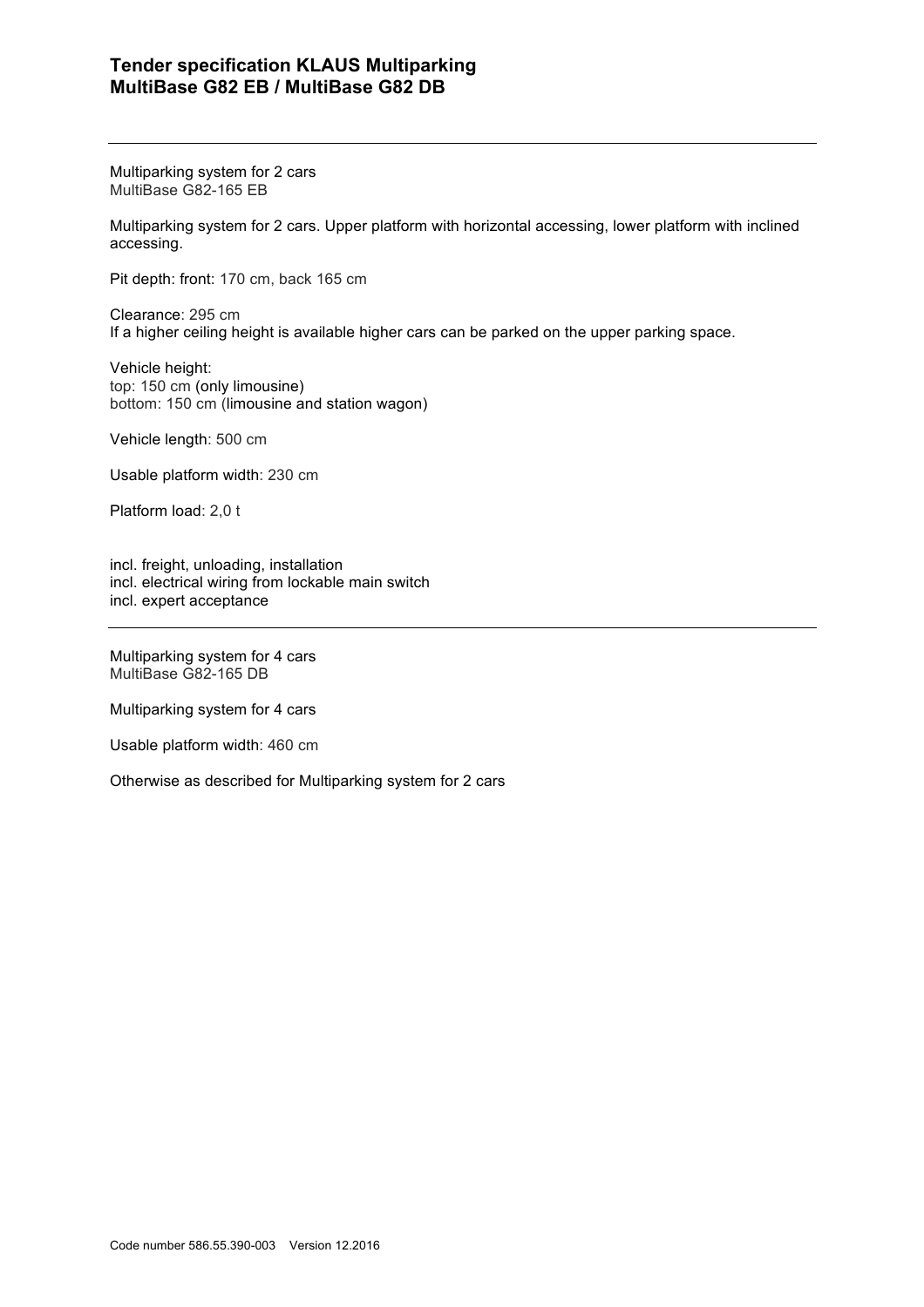## Tender specification KLAUS Multiparking MultiBase G82 EB / MultiBase G82 DB

---

Multiparking system for 2 cars
MultiBase G82-165 EB

Multiparking system for 2 cars. Upper platform with horizontal accessing, lower platform with inclined accessing.

Pit depth: front: 170 cm, back 165 cm

Clearance: 295 cm
If a higher ceiling height is available higher cars can be parked on the upper parking space.

Vehicle height:
top: 150 cm (only limousine)
bottom: 150 cm (limousine and station wagon)

Vehicle length: 500 cm

Usable platform width: 230 cm

Platform load: 2,0 t

incl. freight, unloading, installation
incl. electrical wiring from lockable main switch
incl. expert acceptance

---

Multiparking system for 4 cars
MultiBase G82-165 DB

Multiparking system for 4 cars

Usable platform width: 460 cm

Otherwise as described for Multiparking system for 2 cars

Code number 586.55.390-003 Version 12.2016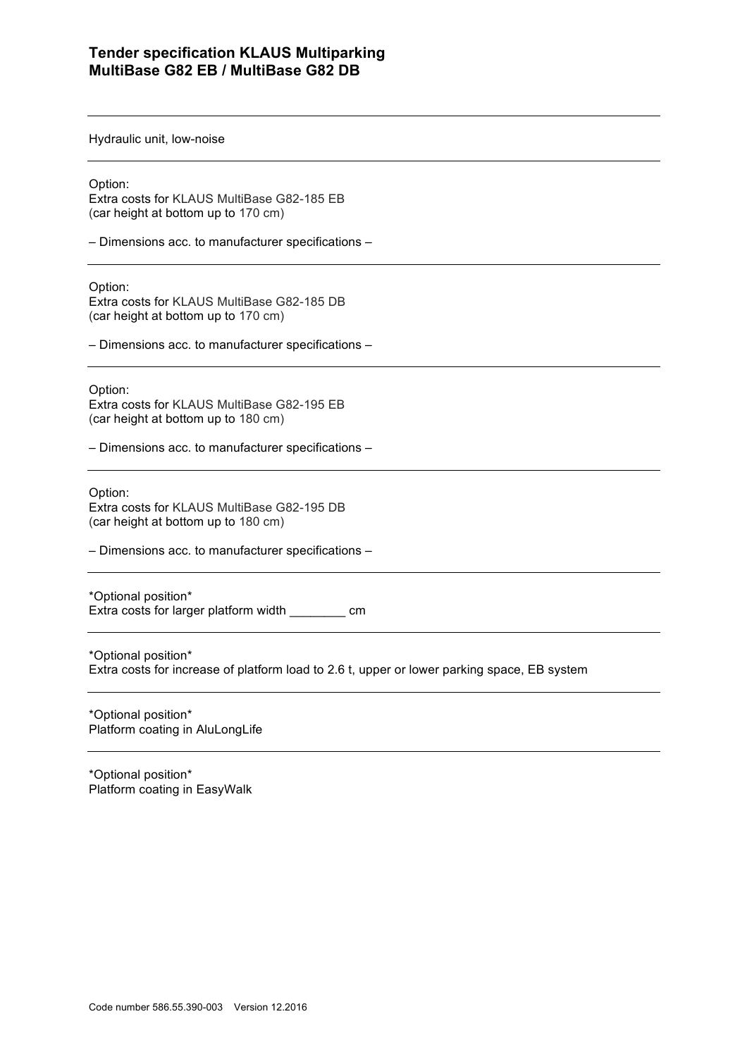**Tender specification KLAUS Multiparking**
**MultiBase G82 EB / MultiBase G82 DB**

---

Hydraulic unit, low-noise

---

Option:
Extra costs for KLAUS MultiBase G82-185 EB
(car height at bottom up to 170 cm)

– Dimensions acc. to manufacturer specifications –

---

Option:
Extra costs for KLAUS MultiBase G82-185 DB
(car height at bottom up to 170 cm)

– Dimensions acc. to manufacturer specifications –

---

Option:
Extra costs for KLAUS MultiBase G82-195 EB
(car height at bottom up to 180 cm)

– Dimensions acc. to manufacturer specifications –

---

Option:
Extra costs for KLAUS MultiBase G82-195 DB
(car height at bottom up to 180 cm)

– Dimensions acc. to manufacturer specifications –

---

*Optional position*
Extra costs for larger platform width ________ cm

---

*Optional position*
Extra costs for increase of platform load to 2.6 t, upper or lower parking space, EB system

---

*Optional position*
Platform coating in AluLongLife

---

*Optional position*
Platform coating in EasyWalk

Code number 586.55.390-003 Version 12.2016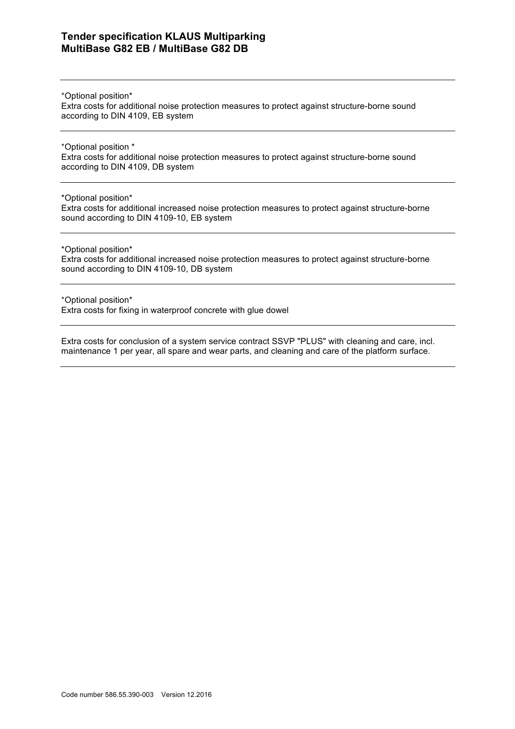---

*Optional position*
Extra costs for additional noise protection measures to protect against structure-borne sound according to DIN 4109, EB system

---

*Optional position *
Extra costs for additional noise protection measures to protect against structure-borne sound according to DIN 4109, DB system

---

*Optional position*
Extra costs for additional increased noise protection measures to protect against structure-borne sound according to DIN 4109-10, EB system

---

*Optional position*
Extra costs for additional increased noise protection measures to protect against structure-borne sound according to DIN 4109-10, DB system

---

*Optional position*
Extra costs for fixing in waterproof concrete with glue dowel

---

Extra costs for conclusion of a system service contract SSVP "PLUS" with cleaning and care, incl. maintenance 1 per year, all spare and wear parts, and cleaning and care of the platform surface.

---